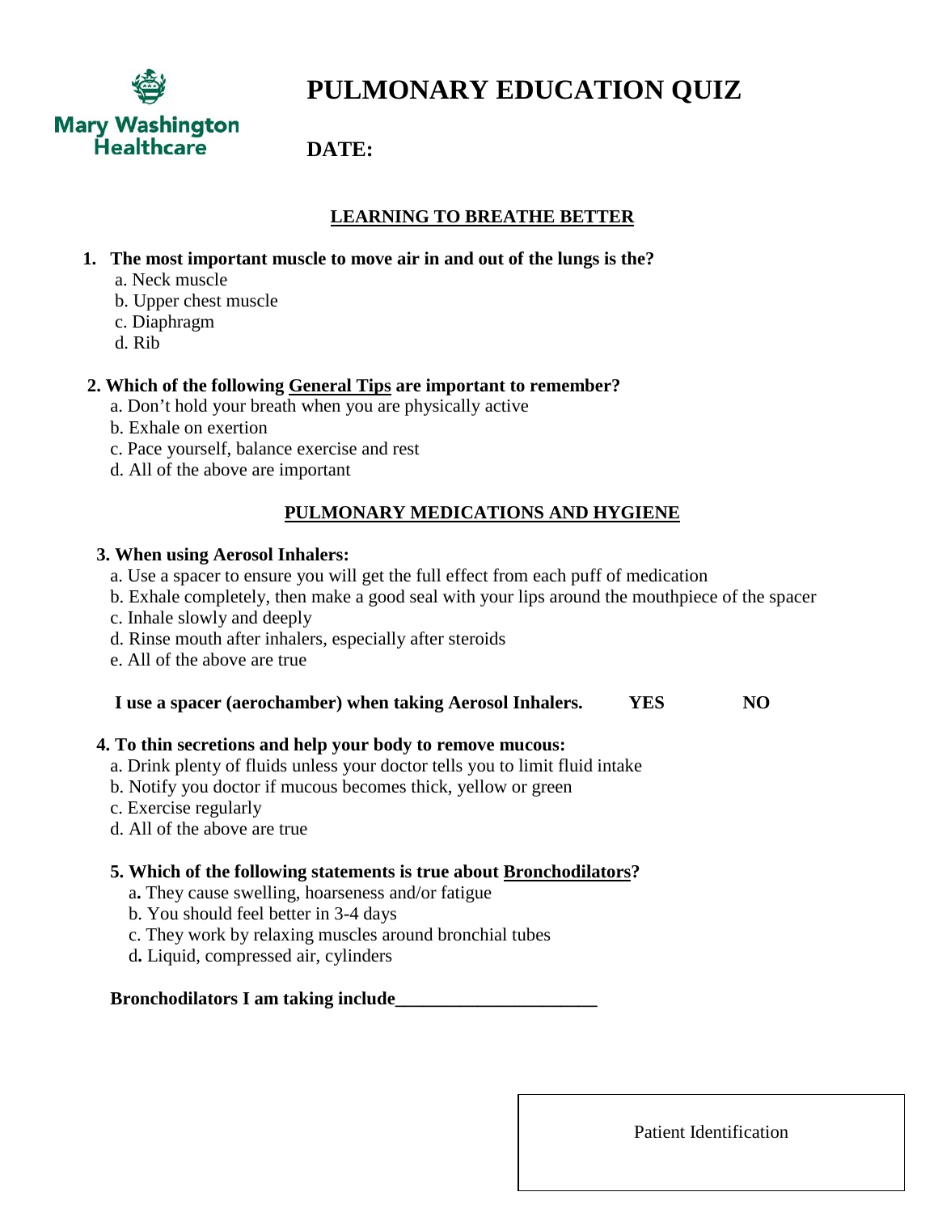Mary Washington Healthcare

# PULMONARY EDUCATION QUIZ

**DATE:**

## LEARNING TO BREATHE BETTER

**1. The most important muscle to move air in and out of the lungs is the?**

a. Neck muscle
b. Upper chest muscle
c. Diaphragm
d. Rib

**2. Which of the following General Tips are important to remember?**

a. Don't hold your breath when you are physically active
b. Exhale on exertion
c. Pace yourself, balance exercise and rest
d. All of the above are important

## PULMONARY MEDICATIONS AND HYGIENE

**3. When using Aerosol Inhalers:**

a. Use a spacer to ensure you will get the full effect from each puff of medication
b. Exhale completely, then make a good seal with your lips around the mouthpiece of the spacer
c. Inhale slowly and deeply
d. Rinse mouth after inhalers, especially after steroids
e. All of the above are true

**I use a spacer (aerochamber) when taking Aerosol Inhalers. YES NO**

**4. To thin secretions and help your body to remove mucous:**

a. Drink plenty of fluids unless your doctor tells you to limit fluid intake
b. Notify you doctor if mucous becomes thick, yellow or green
c. Exercise regularly
d. All of the above are true

**5. Which of the following statements is true about Bronchodilators?**

a. They cause swelling, hoarseness and/or fatigue
b. You should feel better in 3-4 days
c. They work by relaxing muscles around bronchial tubes
d. Liquid, compressed air, cylinders

**Bronchodilators I am taking include______________________**

Patient Identification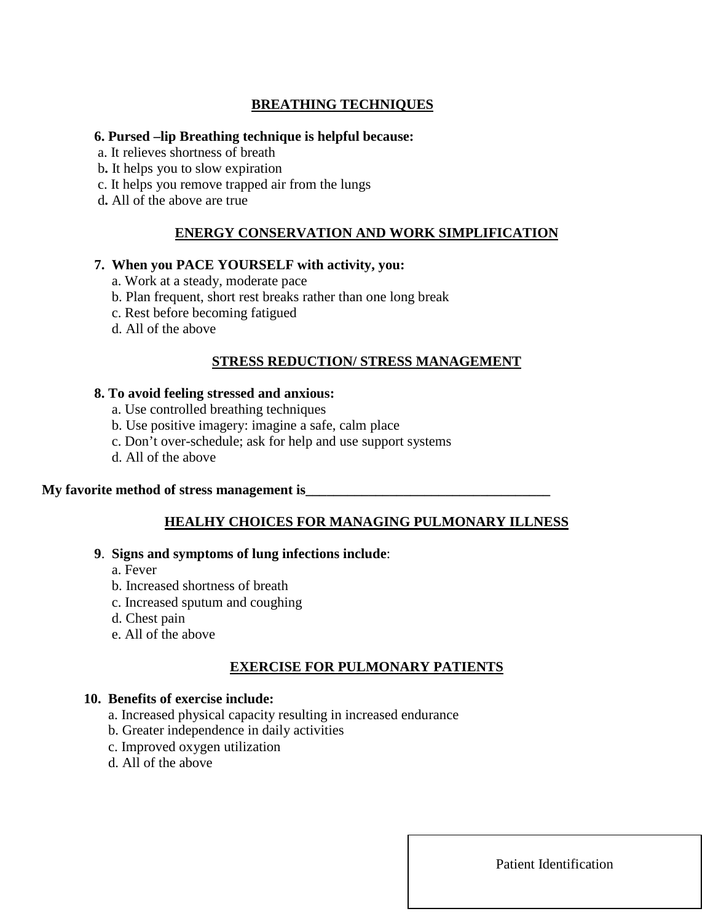## BREATHING TECHNIQUES

**6. Pursed –lip Breathing technique is helpful because:**

a. It relieves shortness of breath
b. It helps you to slow expiration
c. It helps you remove trapped air from the lungs
d. All of the above are true

## ENERGY CONSERVATION AND WORK SIMPLIFICATION

**7. When you PACE YOURSELF with activity, you:**

a. Work at a steady, moderate pace
b. Plan frequent, short rest breaks rather than one long break
c. Rest before becoming fatigued
d. All of the above

## STRESS REDUCTION/ STRESS MANAGEMENT

**8. To avoid feeling stressed and anxious:**

a. Use controlled breathing techniques
b. Use positive imagery: imagine a safe, calm place
c. Don't over-schedule; ask for help and use support systems
d. All of the above

**My favorite method of stress management is____________________________________**

## HEALHY CHOICES FOR MANAGING PULMONARY ILLNESS

**9. Signs and symptoms of lung infections include**:

a. Fever
b. Increased shortness of breath
c. Increased sputum and coughing
d. Chest pain
e. All of the above

## EXERCISE FOR PULMONARY PATIENTS

**10. Benefits of exercise include:**

a. Increased physical capacity resulting in increased endurance
b. Greater independence in daily activities
c. Improved oxygen utilization
d. All of the above

Patient Identification